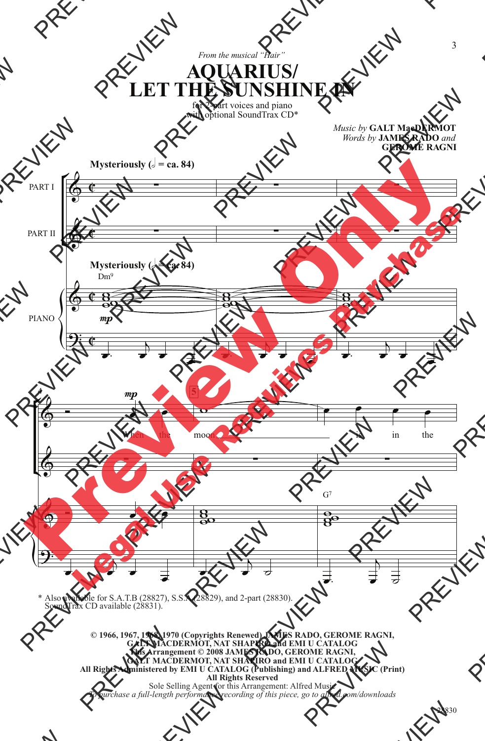*From the musical "Hair"*

# AQUARIUS/ LET THE SUNSHINE IN

for 2-part voices and piano
with optional SoundTrax CD*

Music by **GALT MacDERMOT**
Words by **JAMES RADO** and **GEROME RAGNI**

**Mysteriously** (𝅗𝅥 = ca. 84)

PART I

PART II

PIANO

Dm⁹

*mp*

*mp*

When the moon is in the

G⁷

\* Also available for S.A.T.B (28827), S.S.A. (28829), and 2-part (28830).
SoundTrax CD available (28831).

**© 1966, 1967, 1968, 1970 (Copyrights Renewed) JAMES RADO, GEROME RAGNI, GALT MACDERMOT, NAT SHAPIRO and EMI U CATALOG**
**This Arrangement © 2008 JAMES RADO, GEROME RAGNI, GALT MACDERMOT, NAT SHAPIRO and EMI U CATALOG**
**All Rights Administered by EMI U CATALOG (Publishing) and ALFRED MUSIC (Print)**
**All Rights Reserved**
Sole Selling Agent for this Arrangement: Alfred Music
*To purchase a full-length performance recording of this piece, go to alfred.com/downloads*

28830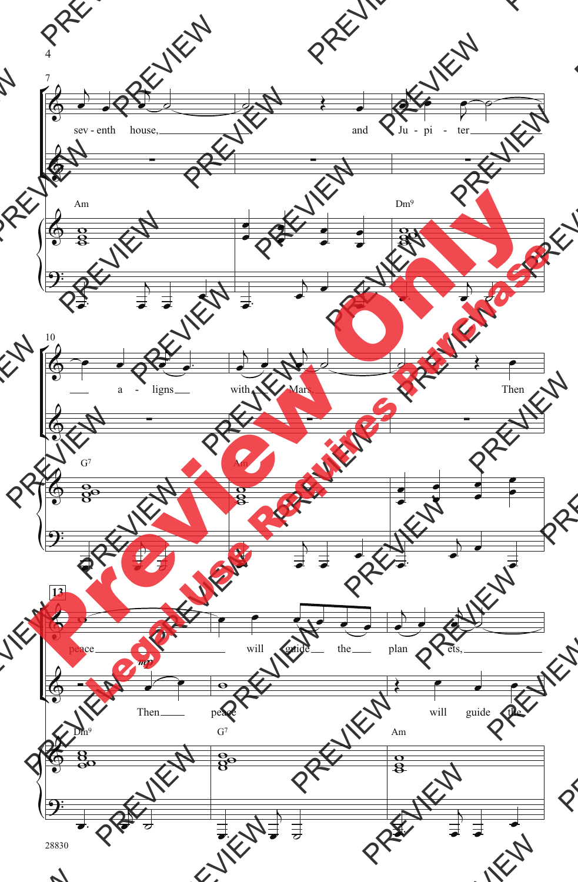7

sev - enth house, and Ju - pi - ter

Am Dm⁹

10

a - ligns with Mars. Then

G⁷ Am

**13**

peace will guide the plan - ets,

*mp*

Then peace will guide the

Dm⁹ G⁷ Am

28830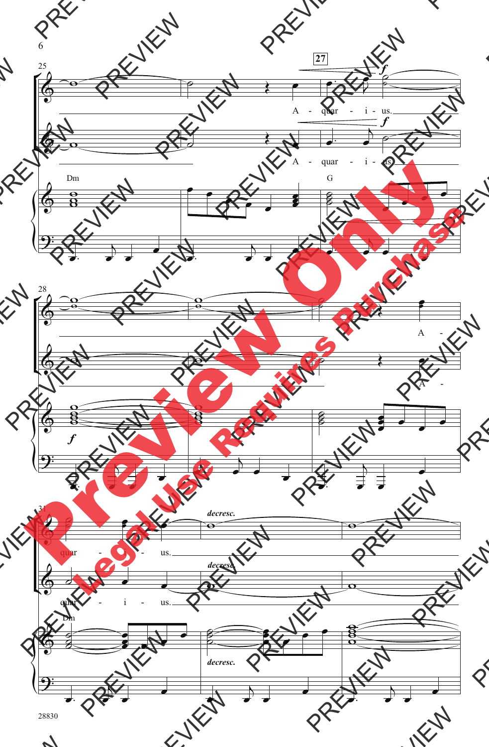25

27

*f*

A - quar - i - us.

*f*

A - quar - i - us.

Dm

G

28

A -

*f*

A -

31

*decresc.*

quar - - us.

*decresc.*

quar - i - us.

Dm

*decresc.*

Preview Only

Legal Use Requires Purchase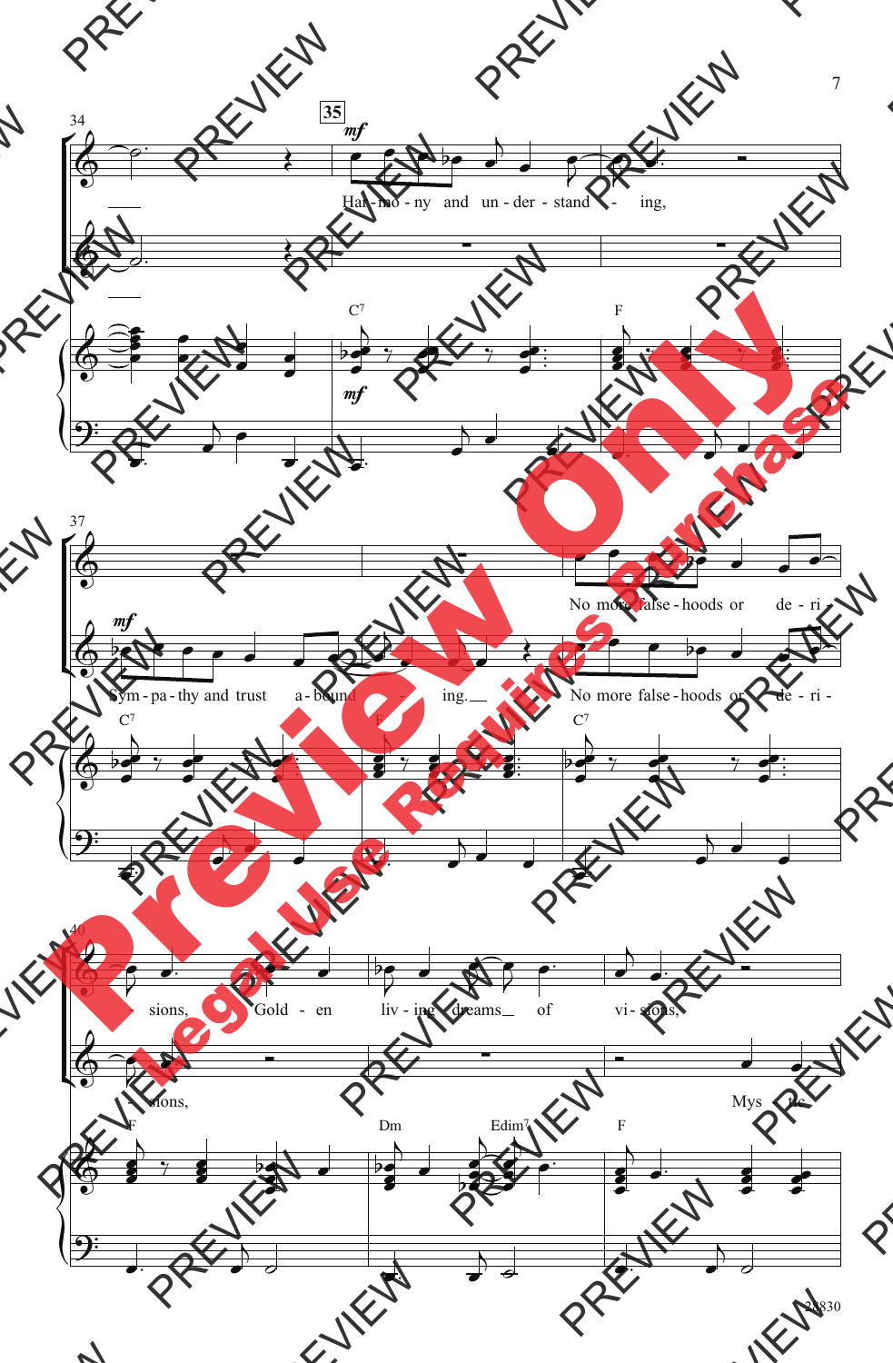Har - mo - ny and un - der - stand - ing,

Sym - pa - thy and trust a - bound - ing.

No more false - hoods or de - ri - sions,

Gold - en liv - ing dreams of vi - sions,

Mys - tic

C7 F C7 F C7 F Dm Edim7 F

mf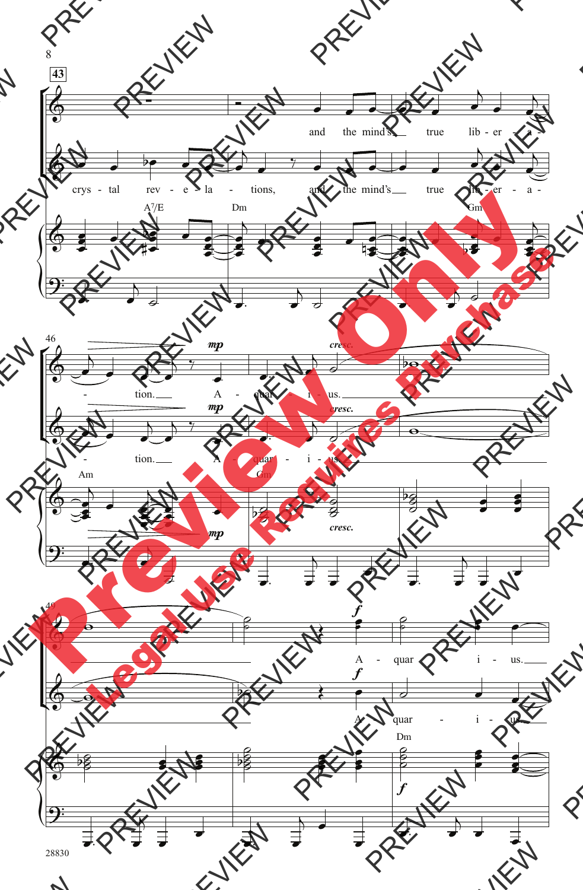**43**

and the mind's true lib - er - a -

crys - tal rev - e - la - tions, and the mind's true lib - er - a -

A7/E Dm Gm

46

*mp* *cresc.*

- tion. A - quar - i - us.

- tion. A - quar - i - us.

Am Gm

*mp* *cresc.*

49

*f*

A - quar - i - us.

A - quar - i - us.

Dm

*f*

28830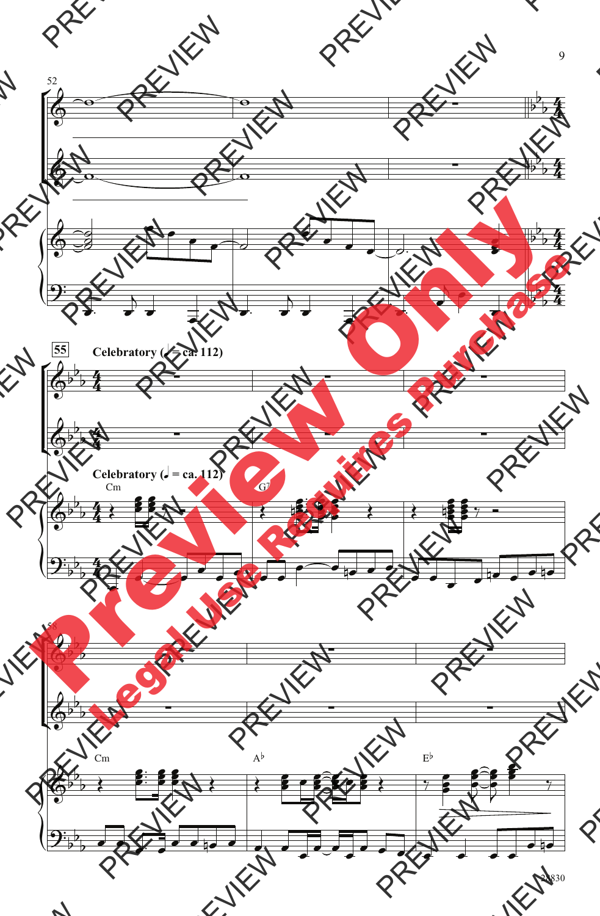Celebratory (♩ = ca. 112)

Celebratory (♩ = ca. 112)

Cm

G7

Cm

A♭

E♭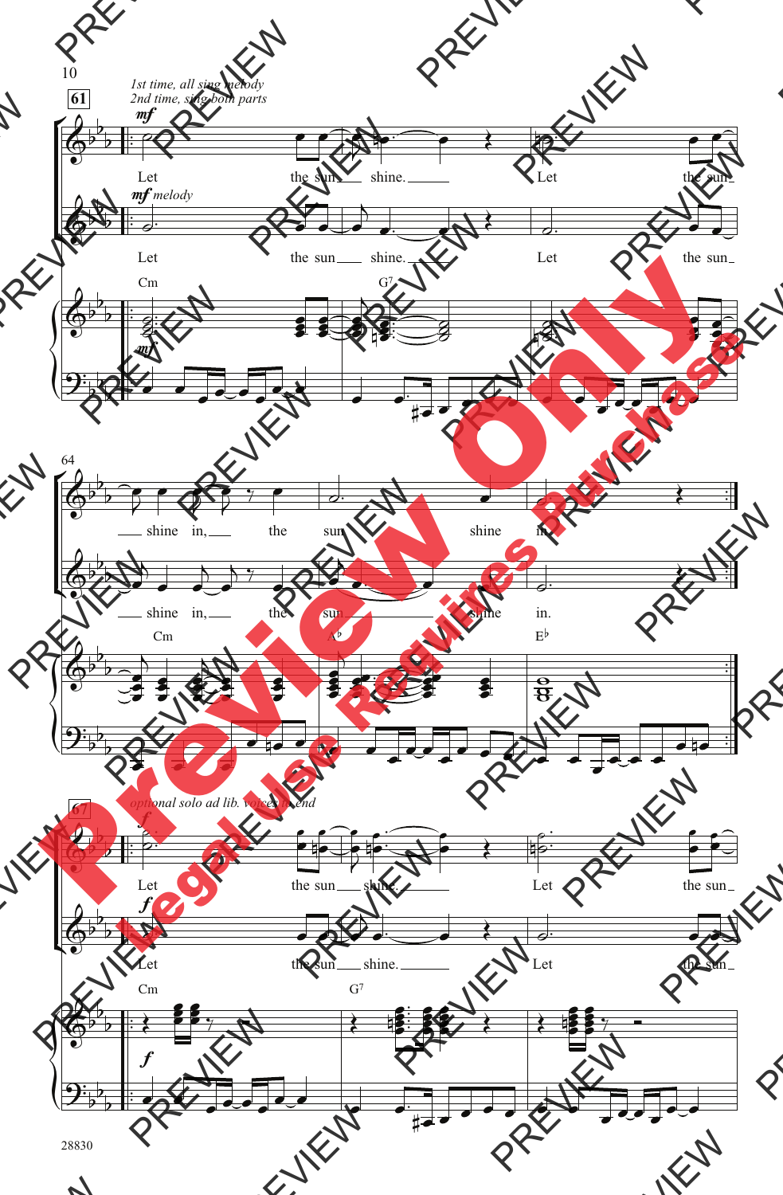**61**

*1st time, all sing melody*
*2nd time, sing both parts*

*mf*

Let the sun shine. Let the sun

*mf melody*

Let the sun shine. Let the sun

Cm G7

*mf*

64

shine in, the sun shine in.

shine in, the sun shine in.

Cm A♭ E♭

**67**

*optional solo ad lib. voices to end*

*f*

Let the sun shine. Let the sun

*f*

Let the sun shine. Let the sun

Cm G7

*f*

28830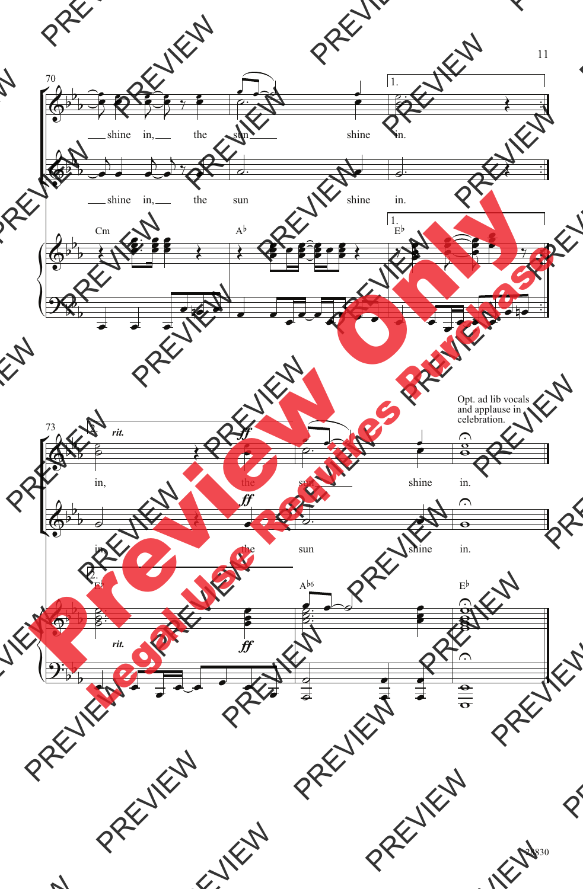shine in, the sun shine in.

shine in, the sun shine in.

Cm A♭ E♭

Opt. ad lib vocals and applause in celebration.

*rit.* ***ff***

in, the sun shine in.

in, the sun shine in.

E♭ A♭6 E♭